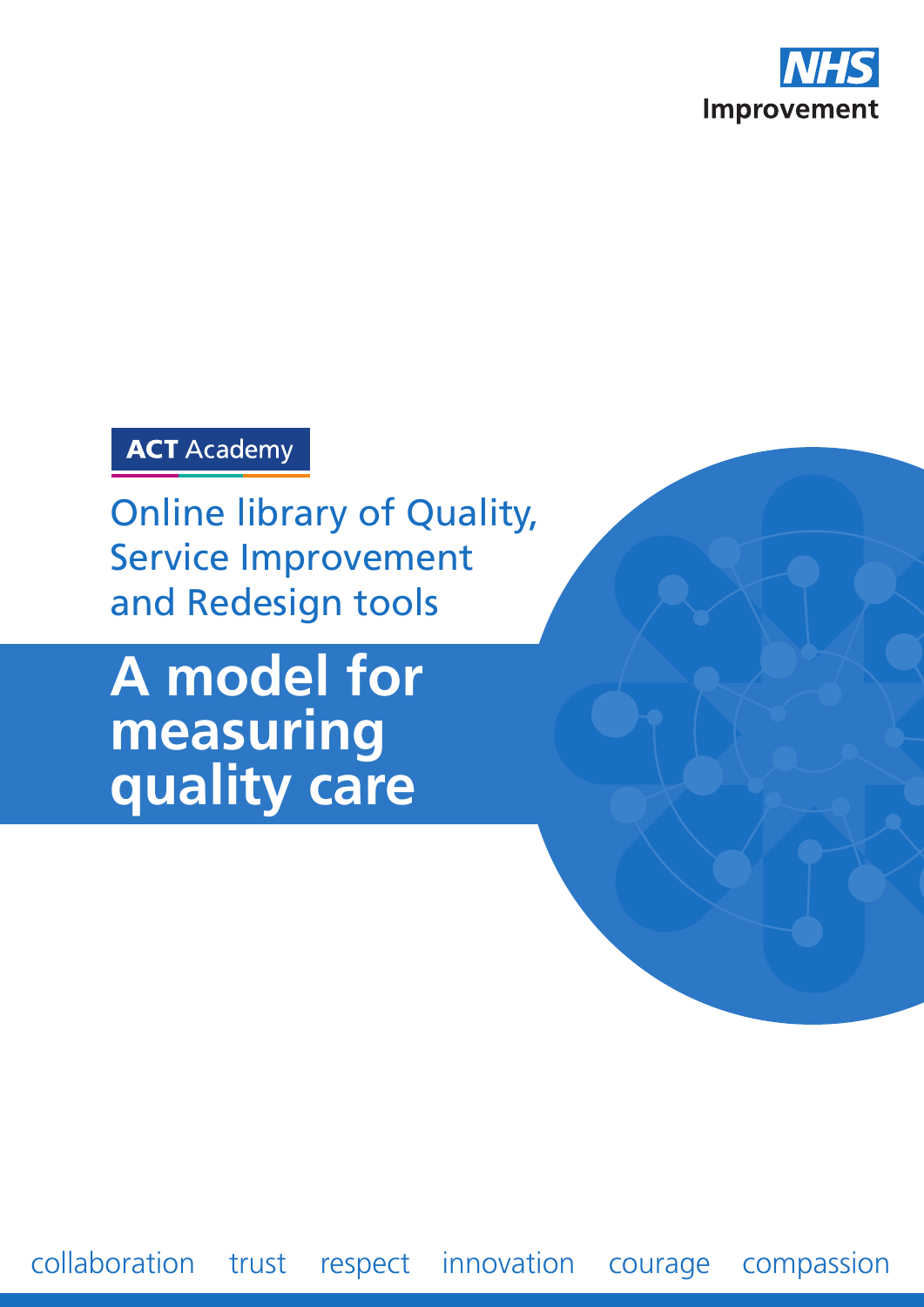NHS Improvement

ACT Academy

Online library of Quality, Service Improvement and Redesign tools

# A model for measuring quality care

collaboration trust respect innovation courage compassion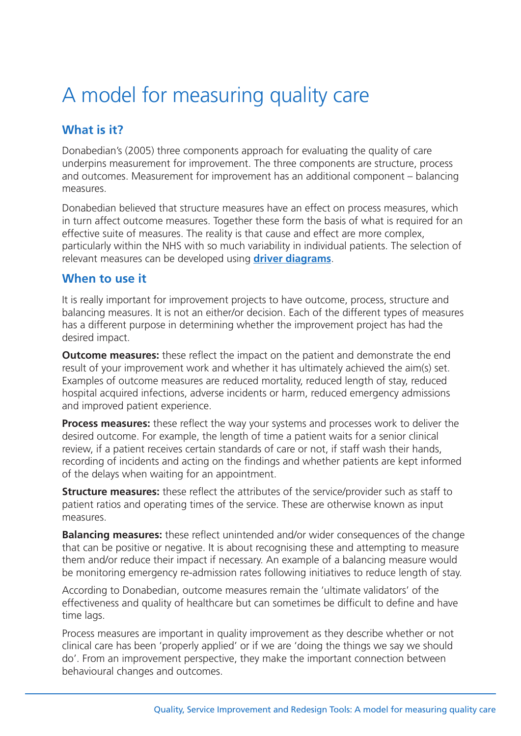# A model for measuring quality care

## What is it?

Donabedian's (2005) three components approach for evaluating the quality of care underpins measurement for improvement. The three components are structure, process and outcomes. Measurement for improvement has an additional component – balancing measures.

Donabedian believed that structure measures have an effect on process measures, which in turn affect outcome measures. Together these form the basis of what is required for an effective suite of measures. The reality is that cause and effect are more complex, particularly within the NHS with so much variability in individual patients. The selection of relevant measures can be developed using **driver diagrams**.

## When to use it

It is really important for improvement projects to have outcome, process, structure and balancing measures. It is not an either/or decision. Each of the different types of measures has a different purpose in determining whether the improvement project has had the desired impact.

**Outcome measures:** these reflect the impact on the patient and demonstrate the end result of your improvement work and whether it has ultimately achieved the aim(s) set. Examples of outcome measures are reduced mortality, reduced length of stay, reduced hospital acquired infections, adverse incidents or harm, reduced emergency admissions and improved patient experience.

**Process measures:** these reflect the way your systems and processes work to deliver the desired outcome. For example, the length of time a patient waits for a senior clinical review, if a patient receives certain standards of care or not, if staff wash their hands, recording of incidents and acting on the findings and whether patients are kept informed of the delays when waiting for an appointment.

**Structure measures:** these reflect the attributes of the service/provider such as staff to patient ratios and operating times of the service. These are otherwise known as input measures.

**Balancing measures:** these reflect unintended and/or wider consequences of the change that can be positive or negative. It is about recognising these and attempting to measure them and/or reduce their impact if necessary. An example of a balancing measure would be monitoring emergency re-admission rates following initiatives to reduce length of stay.

According to Donabedian, outcome measures remain the 'ultimate validators' of the effectiveness and quality of healthcare but can sometimes be difficult to define and have time lags.

Process measures are important in quality improvement as they describe whether or not clinical care has been 'properly applied' or if we are 'doing the things we say we should do'. From an improvement perspective, they make the important connection between behavioural changes and outcomes.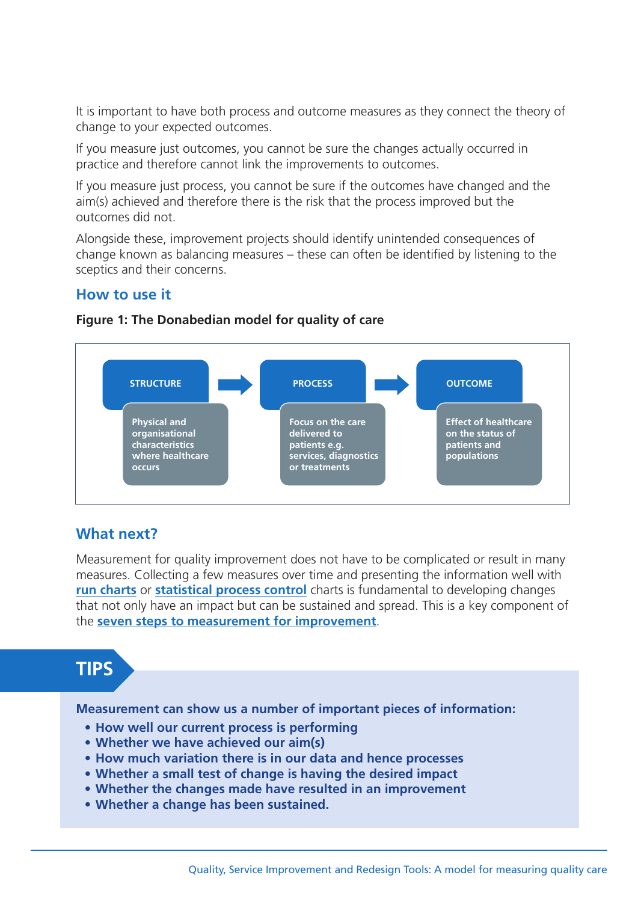It is important to have both process and outcome measures as they connect the theory of change to your expected outcomes.

If you measure just outcomes, you cannot be sure the changes actually occurred in practice and therefore cannot link the improvements to outcomes.

If you measure just process, you cannot be sure if the outcomes have changed and the aim(s) achieved and therefore there is the risk that the process improved but the outcomes did not.

Alongside these, improvement projects should identify unintended consequences of change known as balancing measures – these can often be identified by listening to the sceptics and their concerns.

## How to use it

**Figure 1: The Donabedian model for quality of care**

**STRUCTURE** → **PROCESS** → **OUTCOME**

- **STRUCTURE**: Physical and organisational characteristics where healthcare occurs
- **PROCESS**: Focus on the care delivered to patients e.g. services, diagnostics or treatments
- **OUTCOME**: Effect of healthcare on the status of patients and populations

## What next?

Measurement for quality improvement does not have to be complicated or result in many measures. Collecting a few measures over time and presenting the information well with **run charts** or **statistical process control** charts is fundamental to developing changes that not only have an impact but can be sustained and spread. This is a key component of the **seven steps to measurement for improvement**.

## TIPS

**Measurement can show us a number of important pieces of information:**

- **How well our current process is performing**
- **Whether we have achieved our aim(s)**
- **How much variation there is in our data and hence processes**
- **Whether a small test of change is having the desired impact**
- **Whether the changes made have resulted in an improvement**
- **Whether a change has been sustained.**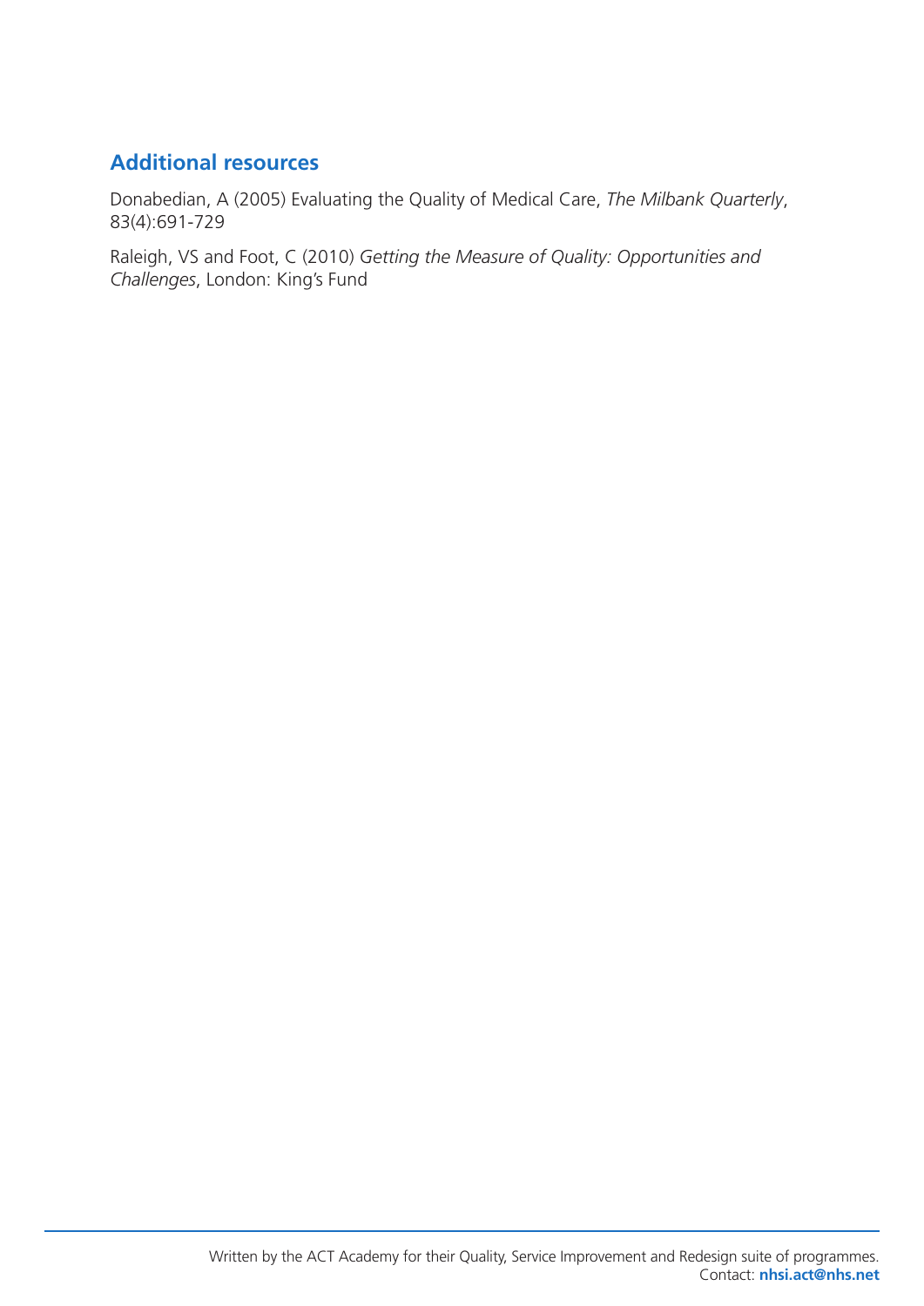## Additional resources

Donabedian, A (2005) Evaluating the Quality of Medical Care, *The Milbank Quarterly*, 83(4):691-729

Raleigh, VS and Foot, C (2010) *Getting the Measure of Quality: Opportunities and Challenges*, London: King's Fund

Written by the ACT Academy for their Quality, Service Improvement and Redesign suite of programmes.
Contact: **nhsi.act@nhs.net**